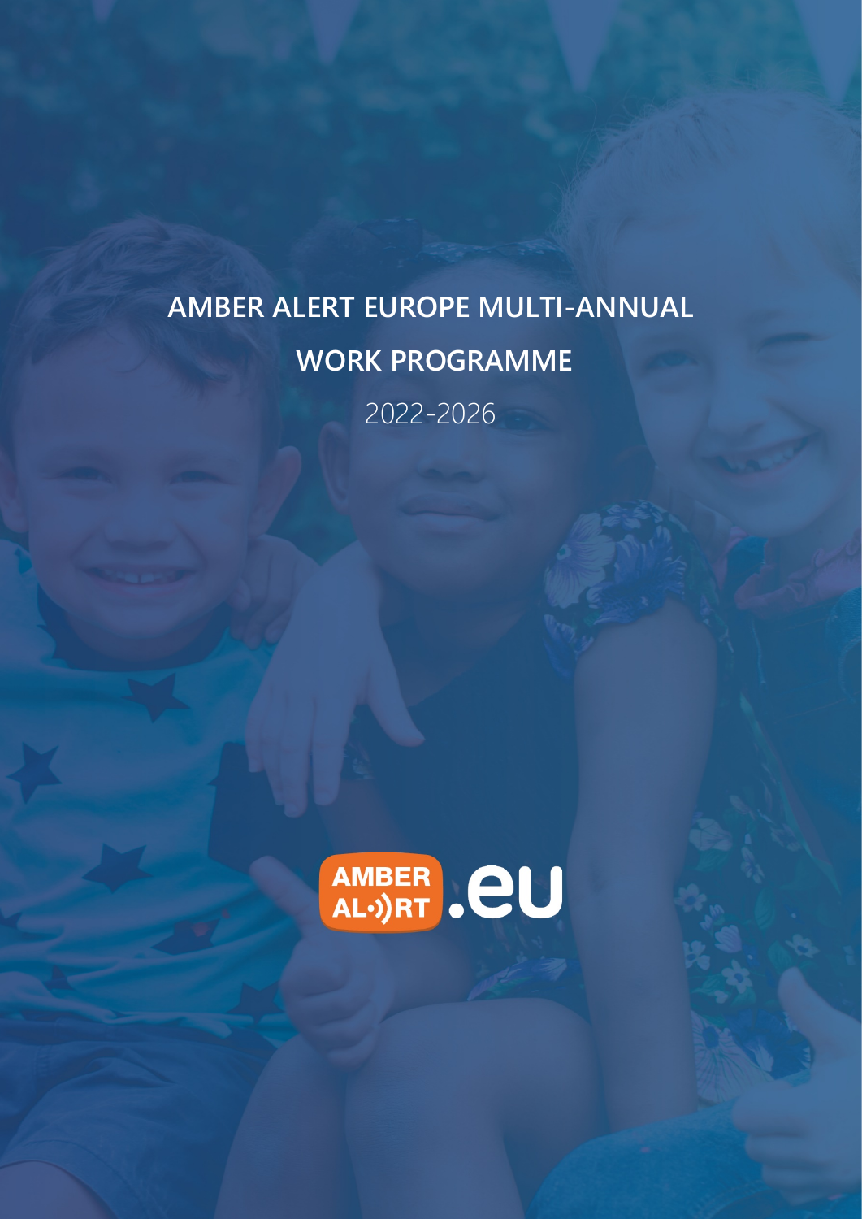# AMBER ALERT EUROPE MULTI-ANNUAL WORK PROGRAMME

2022-2026

AMBER ALERT .eu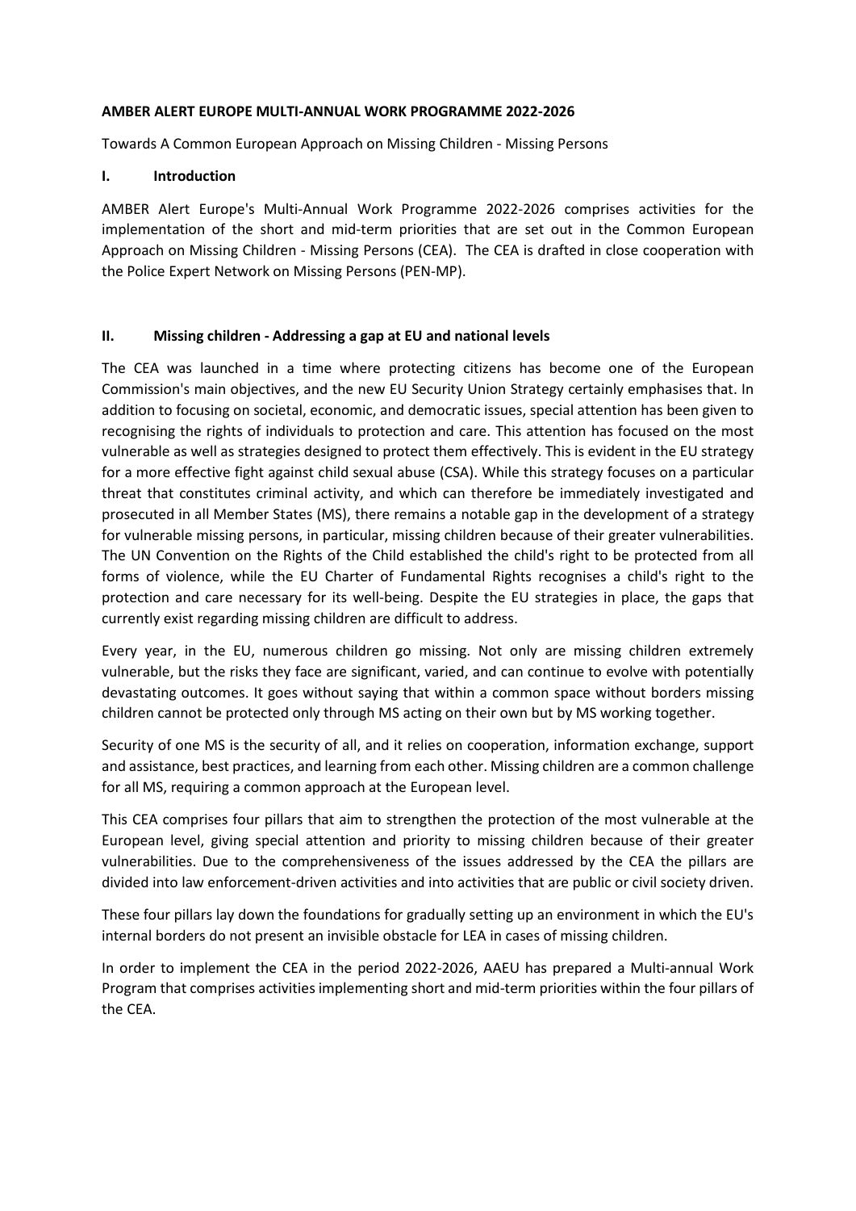**AMBER ALERT EUROPE MULTI-ANNUAL WORK PROGRAMME 2022-2026**

Towards A Common European Approach on Missing Children - Missing Persons

## I. Introduction

AMBER Alert Europe's Multi-Annual Work Programme 2022-2026 comprises activities for the implementation of the short and mid-term priorities that are set out in the Common European Approach on Missing Children - Missing Persons (CEA). The CEA is drafted in close cooperation with the Police Expert Network on Missing Persons (PEN-MP).

## II. Missing children - Addressing a gap at EU and national levels

The CEA was launched in a time where protecting citizens has become one of the European Commission's main objectives, and the new EU Security Union Strategy certainly emphasises that. In addition to focusing on societal, economic, and democratic issues, special attention has been given to recognising the rights of individuals to protection and care. This attention has focused on the most vulnerable as well as strategies designed to protect them effectively. This is evident in the EU strategy for a more effective fight against child sexual abuse (CSA). While this strategy focuses on a particular threat that constitutes criminal activity, and which can therefore be immediately investigated and prosecuted in all Member States (MS), there remains a notable gap in the development of a strategy for vulnerable missing persons, in particular, missing children because of their greater vulnerabilities. The UN Convention on the Rights of the Child established the child's right to be protected from all forms of violence, while the EU Charter of Fundamental Rights recognises a child's right to the protection and care necessary for its well-being. Despite the EU strategies in place, the gaps that currently exist regarding missing children are difficult to address.

Every year, in the EU, numerous children go missing. Not only are missing children extremely vulnerable, but the risks they face are significant, varied, and can continue to evolve with potentially devastating outcomes. It goes without saying that within a common space without borders missing children cannot be protected only through MS acting on their own but by MS working together.

Security of one MS is the security of all, and it relies on cooperation, information exchange, support and assistance, best practices, and learning from each other. Missing children are a common challenge for all MS, requiring a common approach at the European level.

This CEA comprises four pillars that aim to strengthen the protection of the most vulnerable at the European level, giving special attention and priority to missing children because of their greater vulnerabilities. Due to the comprehensiveness of the issues addressed by the CEA the pillars are divided into law enforcement-driven activities and into activities that are public or civil society driven.

These four pillars lay down the foundations for gradually setting up an environment in which the EU's internal borders do not present an invisible obstacle for LEA in cases of missing children.

In order to implement the CEA in the period 2022-2026, AAEU has prepared a Multi-annual Work Program that comprises activities implementing short and mid-term priorities within the four pillars of the CEA.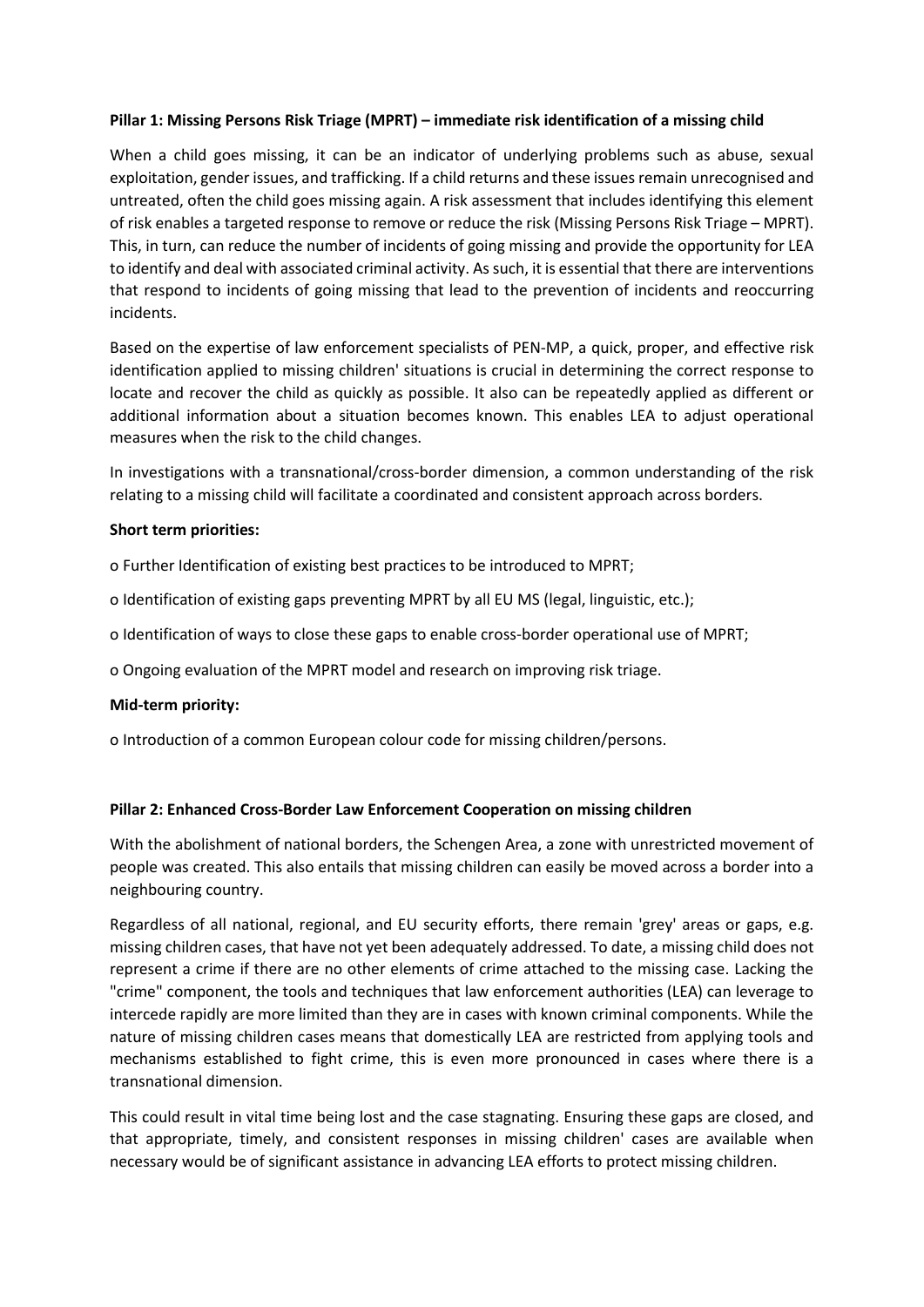**Pillar 1: Missing Persons Risk Triage (MPRT) – immediate risk identification of a missing child**

When a child goes missing, it can be an indicator of underlying problems such as abuse, sexual exploitation, gender issues, and trafficking. If a child returns and these issues remain unrecognised and untreated, often the child goes missing again. A risk assessment that includes identifying this element of risk enables a targeted response to remove or reduce the risk (Missing Persons Risk Triage – MPRT). This, in turn, can reduce the number of incidents of going missing and provide the opportunity for LEA to identify and deal with associated criminal activity. As such, it is essential that there are interventions that respond to incidents of going missing that lead to the prevention of incidents and reoccurring incidents.

Based on the expertise of law enforcement specialists of PEN-MP, a quick, proper, and effective risk identification applied to missing children' situations is crucial in determining the correct response to locate and recover the child as quickly as possible. It also can be repeatedly applied as different or additional information about a situation becomes known. This enables LEA to adjust operational measures when the risk to the child changes.

In investigations with a transnational/cross-border dimension, a common understanding of the risk relating to a missing child will facilitate a coordinated and consistent approach across borders.

**Short term priorities:**

- Further Identification of existing best practices to be introduced to MPRT;
- Identification of existing gaps preventing MPRT by all EU MS (legal, linguistic, etc.);
- Identification of ways to close these gaps to enable cross-border operational use of MPRT;
- Ongoing evaluation of the MPRT model and research on improving risk triage.

**Mid-term priority:**

- Introduction of a common European colour code for missing children/persons.

**Pillar 2: Enhanced Cross-Border Law Enforcement Cooperation on missing children**

With the abolishment of national borders, the Schengen Area, a zone with unrestricted movement of people was created. This also entails that missing children can easily be moved across a border into a neighbouring country.

Regardless of all national, regional, and EU security efforts, there remain 'grey' areas or gaps, e.g. missing children cases, that have not yet been adequately addressed. To date, a missing child does not represent a crime if there are no other elements of crime attached to the missing case. Lacking the "crime" component, the tools and techniques that law enforcement authorities (LEA) can leverage to intercede rapidly are more limited than they are in cases with known criminal components. While the nature of missing children cases means that domestically LEA are restricted from applying tools and mechanisms established to fight crime, this is even more pronounced in cases where there is a transnational dimension.

This could result in vital time being lost and the case stagnating. Ensuring these gaps are closed, and that appropriate, timely, and consistent responses in missing children' cases are available when necessary would be of significant assistance in advancing LEA efforts to protect missing children.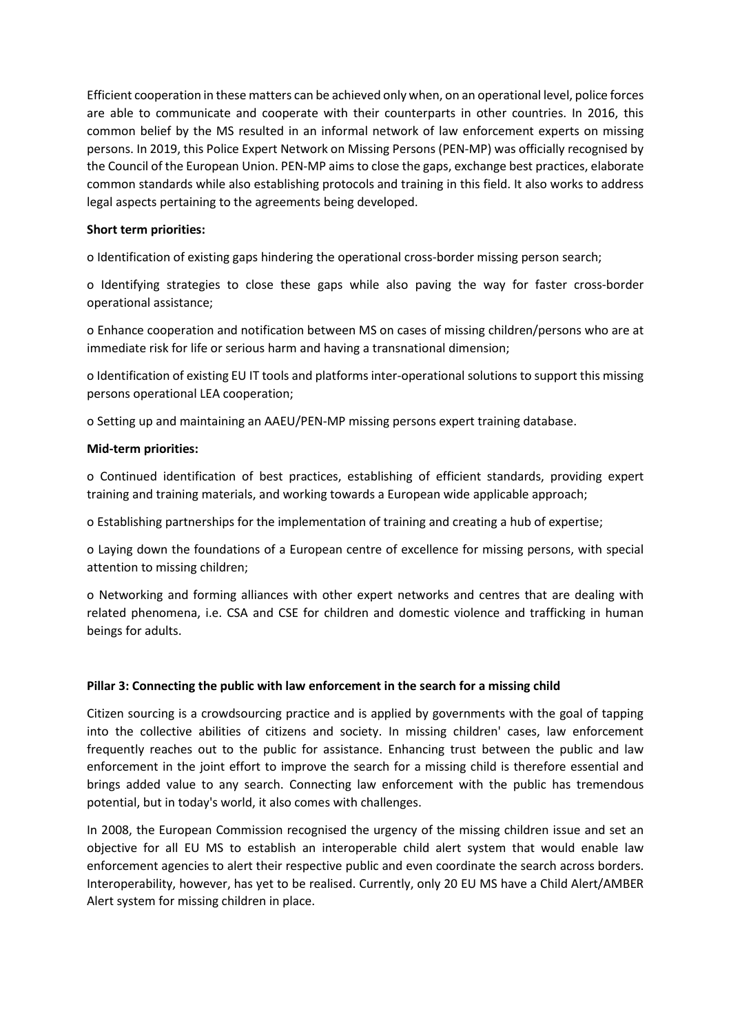Efficient cooperation in these matters can be achieved only when, on an operational level, police forces are able to communicate and cooperate with their counterparts in other countries. In 2016, this common belief by the MS resulted in an informal network of law enforcement experts on missing persons. In 2019, this Police Expert Network on Missing Persons (PEN-MP) was officially recognised by the Council of the European Union. PEN-MP aims to close the gaps, exchange best practices, elaborate common standards while also establishing protocols and training in this field. It also works to address legal aspects pertaining to the agreements being developed.

**Short term priorities:**

- Identification of existing gaps hindering the operational cross-border missing person search;
- Identifying strategies to close these gaps while also paving the way for faster cross-border operational assistance;
- Enhance cooperation and notification between MS on cases of missing children/persons who are at immediate risk for life or serious harm and having a transnational dimension;
- Identification of existing EU IT tools and platforms inter-operational solutions to support this missing persons operational LEA cooperation;
- Setting up and maintaining an AAEU/PEN-MP missing persons expert training database.

**Mid-term priorities:**

- Continued identification of best practices, establishing of efficient standards, providing expert training and training materials, and working towards a European wide applicable approach;
- Establishing partnerships for the implementation of training and creating a hub of expertise;
- Laying down the foundations of a European centre of excellence for missing persons, with special attention to missing children;
- Networking and forming alliances with other expert networks and centres that are dealing with related phenomena, i.e. CSA and CSE for children and domestic violence and trafficking in human beings for adults.

**Pillar 3: Connecting the public with law enforcement in the search for a missing child**

Citizen sourcing is a crowdsourcing practice and is applied by governments with the goal of tapping into the collective abilities of citizens and society. In missing children' cases, law enforcement frequently reaches out to the public for assistance. Enhancing trust between the public and law enforcement in the joint effort to improve the search for a missing child is therefore essential and brings added value to any search. Connecting law enforcement with the public has tremendous potential, but in today's world, it also comes with challenges.

In 2008, the European Commission recognised the urgency of the missing children issue and set an objective for all EU MS to establish an interoperable child alert system that would enable law enforcement agencies to alert their respective public and even coordinate the search across borders. Interoperability, however, has yet to be realised. Currently, only 20 EU MS have a Child Alert/AMBER Alert system for missing children in place.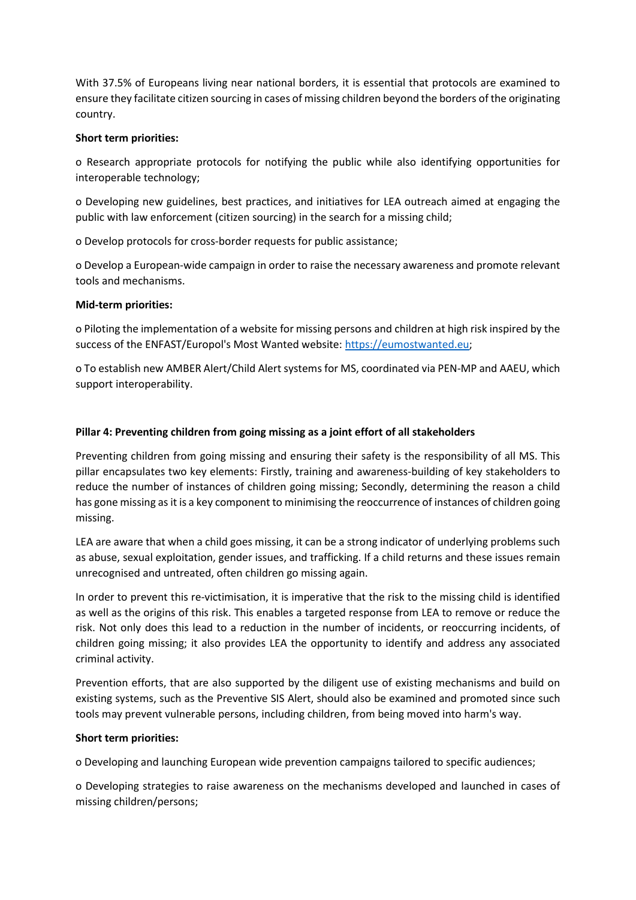With 37.5% of Europeans living near national borders, it is essential that protocols are examined to ensure they facilitate citizen sourcing in cases of missing children beyond the borders of the originating country.

**Short term priorities:**

- Research appropriate protocols for notifying the public while also identifying opportunities for interoperable technology;
- Developing new guidelines, best practices, and initiatives for LEA outreach aimed at engaging the public with law enforcement (citizen sourcing) in the search for a missing child;
- Develop protocols for cross-border requests for public assistance;
- Develop a European-wide campaign in order to raise the necessary awareness and promote relevant tools and mechanisms.

**Mid-term priorities:**

- Piloting the implementation of a website for missing persons and children at high risk inspired by the success of the ENFAST/Europol's Most Wanted website: [https://eumostwanted.eu](https://eumostwanted.eu);
- To establish new AMBER Alert/Child Alert systems for MS, coordinated via PEN-MP and AAEU, which support interoperability.

**Pillar 4: Preventing children from going missing as a joint effort of all stakeholders**

Preventing children from going missing and ensuring their safety is the responsibility of all MS. This pillar encapsulates two key elements: Firstly, training and awareness-building of key stakeholders to reduce the number of instances of children going missing; Secondly, determining the reason a child has gone missing as it is a key component to minimising the reoccurrence of instances of children going missing.

LEA are aware that when a child goes missing, it can be a strong indicator of underlying problems such as abuse, sexual exploitation, gender issues, and trafficking. If a child returns and these issues remain unrecognised and untreated, often children go missing again.

In order to prevent this re-victimisation, it is imperative that the risk to the missing child is identified as well as the origins of this risk. This enables a targeted response from LEA to remove or reduce the risk. Not only does this lead to a reduction in the number of incidents, or reoccurring incidents, of children going missing; it also provides LEA the opportunity to identify and address any associated criminal activity.

Prevention efforts, that are also supported by the diligent use of existing mechanisms and build on existing systems, such as the Preventive SIS Alert, should also be examined and promoted since such tools may prevent vulnerable persons, including children, from being moved into harm's way.

**Short term priorities:**

- Developing and launching European wide prevention campaigns tailored to specific audiences;
- Developing strategies to raise awareness on the mechanisms developed and launched in cases of missing children/persons;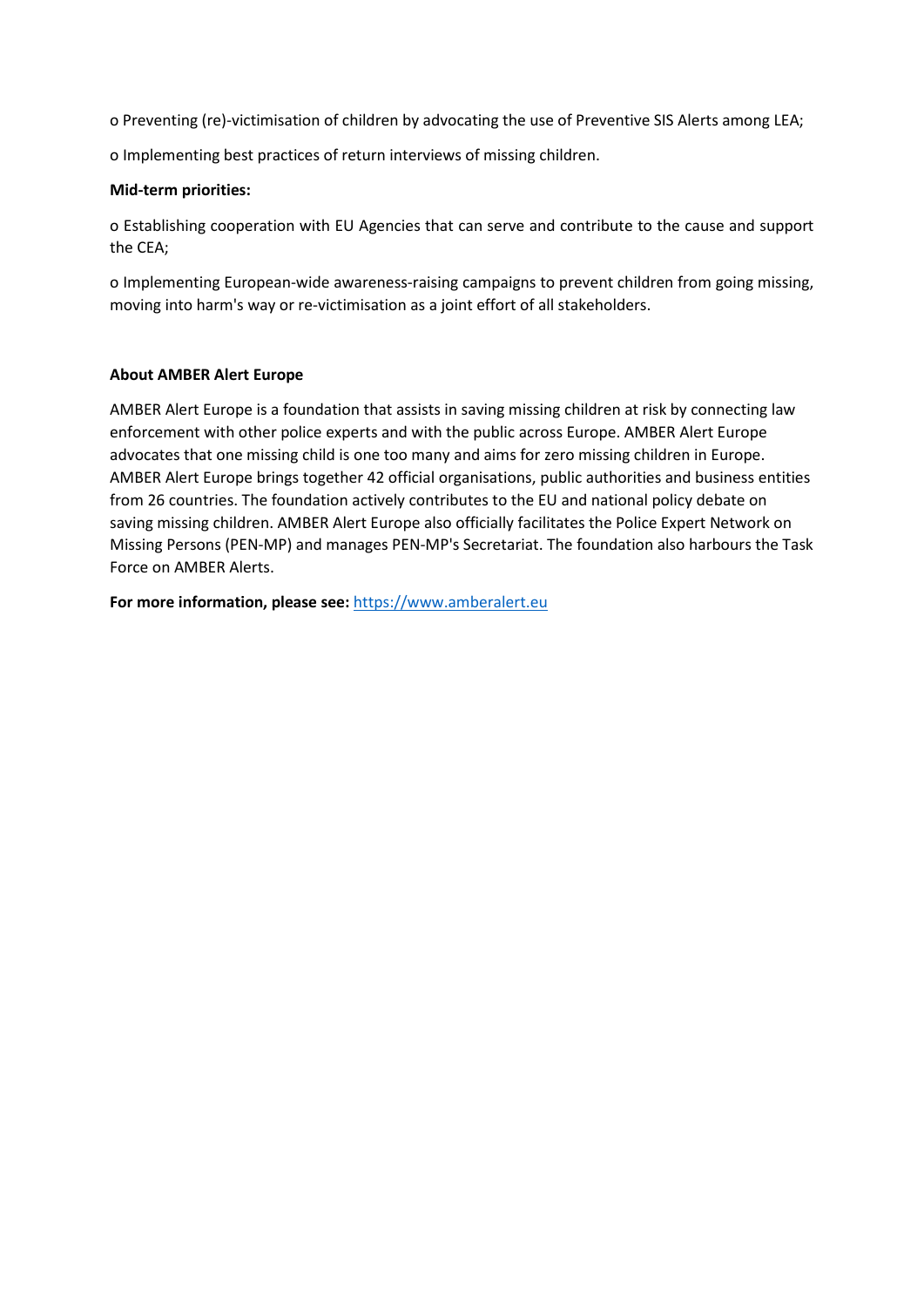o Preventing (re)-victimisation of children by advocating the use of Preventive SIS Alerts among LEA;

o Implementing best practices of return interviews of missing children.

**Mid-term priorities:**

o Establishing cooperation with EU Agencies that can serve and contribute to the cause and support the CEA;

o Implementing European-wide awareness-raising campaigns to prevent children from going missing, moving into harm's way or re-victimisation as a joint effort of all stakeholders.

**About AMBER Alert Europe**

AMBER Alert Europe is a foundation that assists in saving missing children at risk by connecting law enforcement with other police experts and with the public across Europe. AMBER Alert Europe advocates that one missing child is one too many and aims for zero missing children in Europe. AMBER Alert Europe brings together 42 official organisations, public authorities and business entities from 26 countries. The foundation actively contributes to the EU and national policy debate on saving missing children. AMBER Alert Europe also officially facilitates the Police Expert Network on Missing Persons (PEN-MP) and manages PEN-MP's Secretariat. The foundation also harbours the Task Force on AMBER Alerts.

**For more information, please see:** [https://www.amberalert.eu](https://www.amberalert.eu)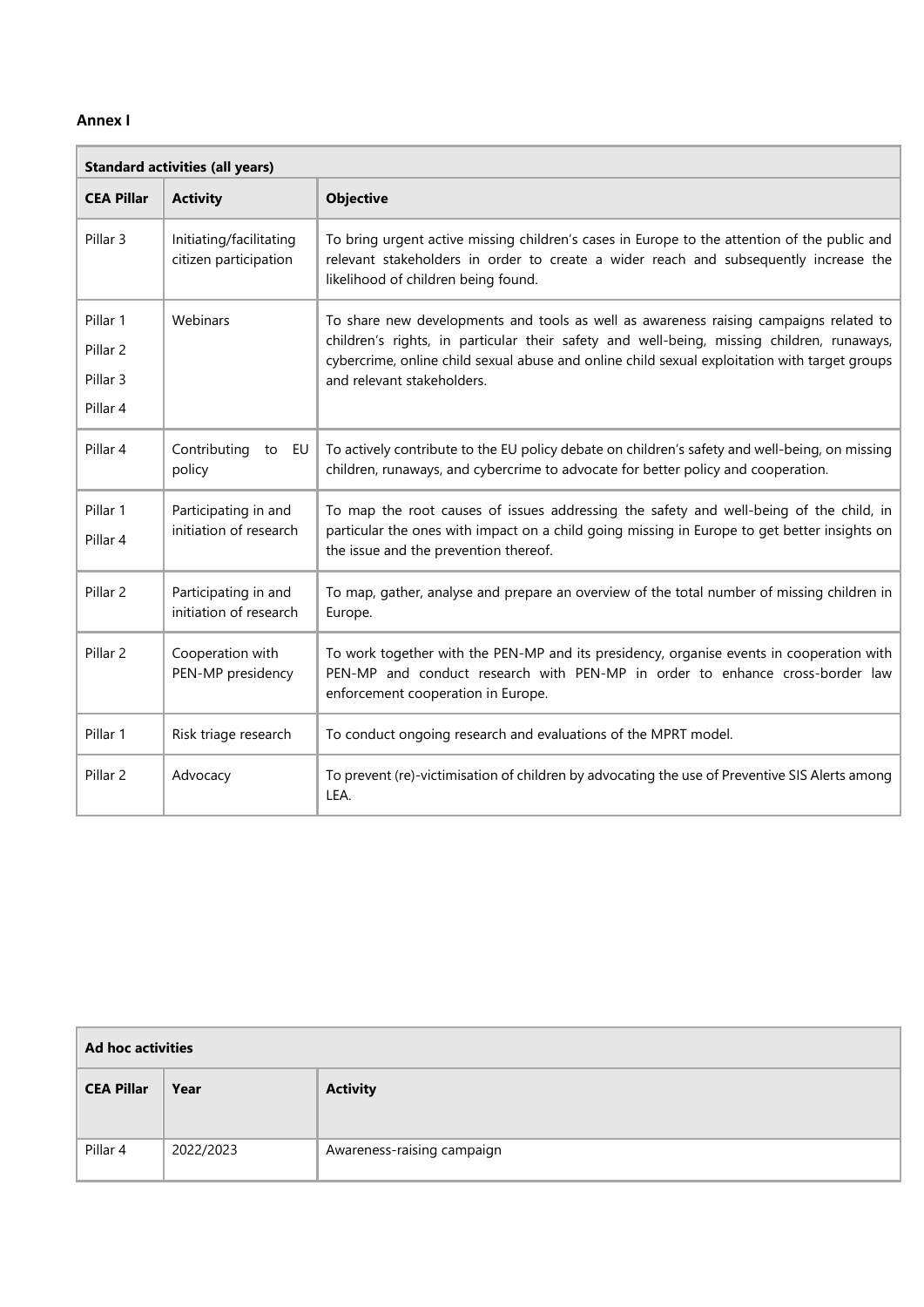**Annex I**

| **Standard activities (all years)** | | |
|---|---|---|
| **CEA Pillar** | **Activity** | **Objective** |
| Pillar 3 | Initiating/facilitating citizen participation | To bring urgent active missing children's cases in Europe to the attention of the public and relevant stakeholders in order to create a wider reach and subsequently increase the likelihood of children being found. |
| Pillar 1<br>Pillar 2<br>Pillar 3<br>Pillar 4 | Webinars | To share new developments and tools as well as awareness raising campaigns related to children's rights, in particular their safety and well-being, missing children, runaways, cybercrime, online child sexual abuse and online child sexual exploitation with target groups and relevant stakeholders. |
| Pillar 4 | Contributing to EU policy | To actively contribute to the EU policy debate on children's safety and well-being, on missing children, runaways, and cybercrime to advocate for better policy and cooperation. |
| Pillar 1<br>Pillar 4 | Participating in and initiation of research | To map the root causes of issues addressing the safety and well-being of the child, in particular the ones with impact on a child going missing in Europe to get better insights on the issue and the prevention thereof. |
| Pillar 2 | Participating in and initiation of research | To map, gather, analyse and prepare an overview of the total number of missing children in Europe. |
| Pillar 2 | Cooperation with PEN-MP presidency | To work together with the PEN-MP and its presidency, organise events in cooperation with PEN-MP and conduct research with PEN-MP in order to enhance cross-border law enforcement cooperation in Europe. |
| Pillar 1 | Risk triage research | To conduct ongoing research and evaluations of the MPRT model. |
| Pillar 2 | Advocacy | To prevent (re)-victimisation of children by advocating the use of Preventive SIS Alerts among LEA. |

| **Ad hoc activities** | | |
|---|---|---|
| **CEA Pillar** | **Year** | **Activity** |
| Pillar 4 | 2022/2023 | Awareness-raising campaign |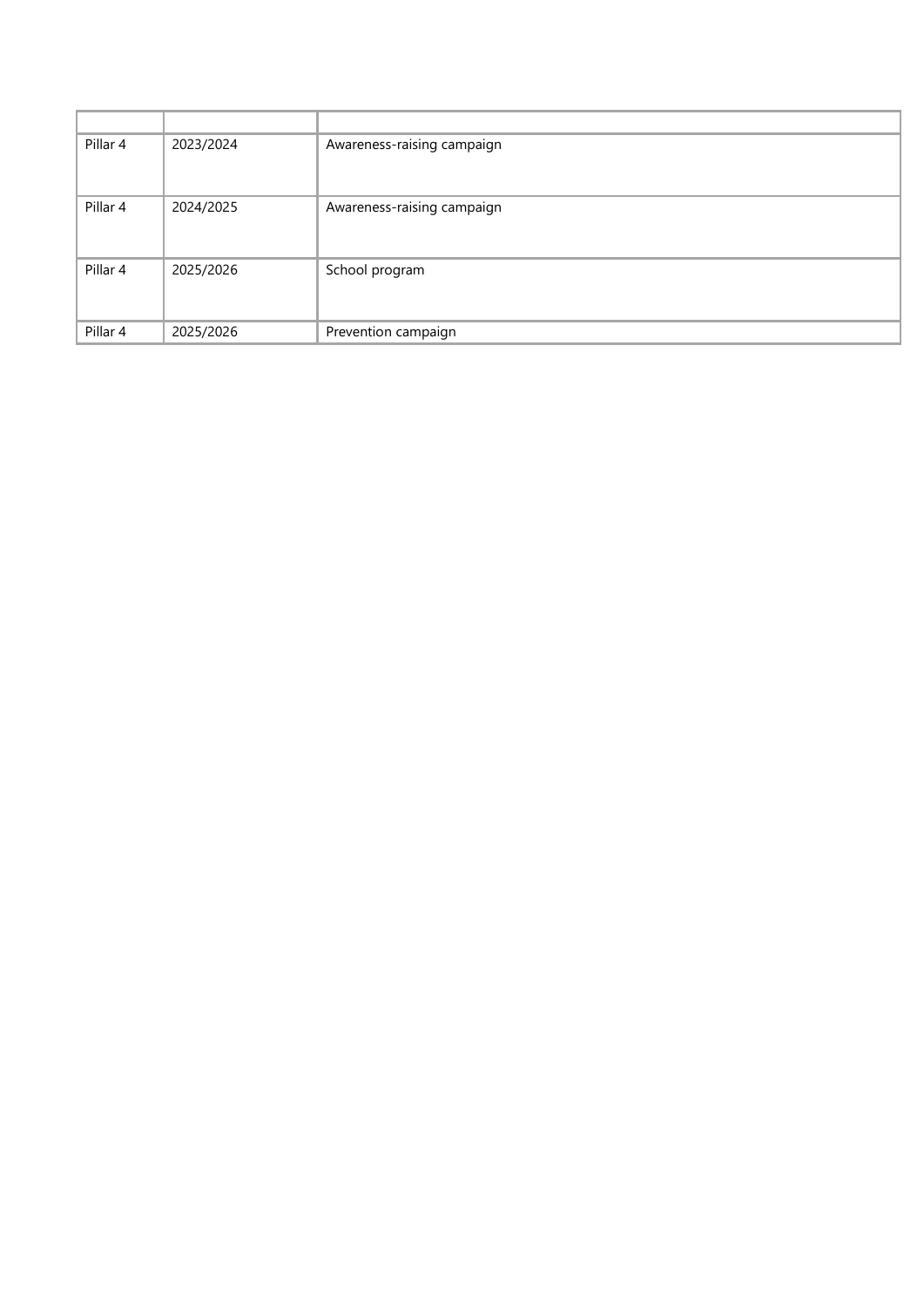| | | |
|---|---|---|
| Pillar 4 | 2023/2024 | Awareness-raising campaign |
| Pillar 4 | 2024/2025 | Awareness-raising campaign |
| Pillar 4 | 2025/2026 | School program |
| Pillar 4 | 2025/2026 | Prevention campaign |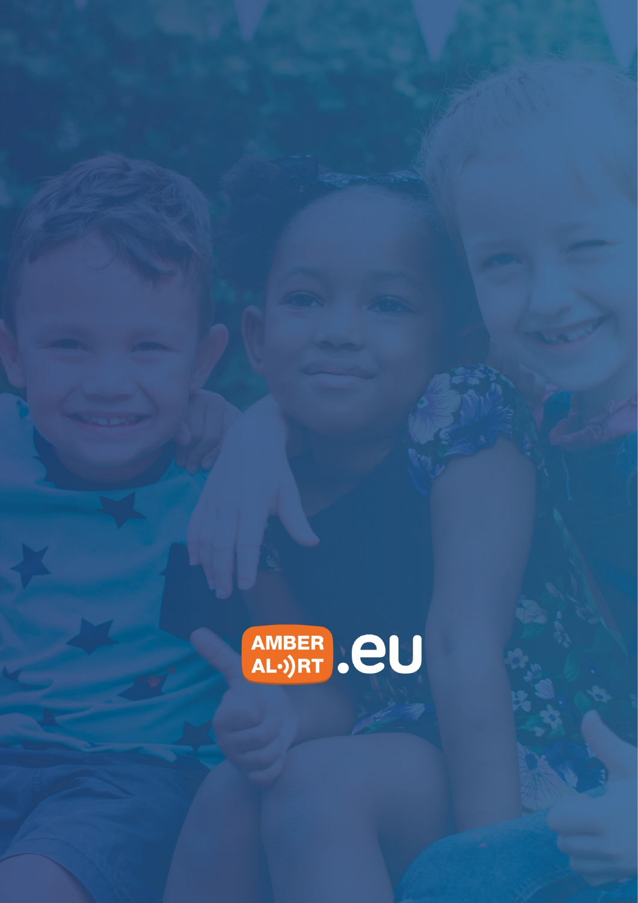AMBER ALERT .eu